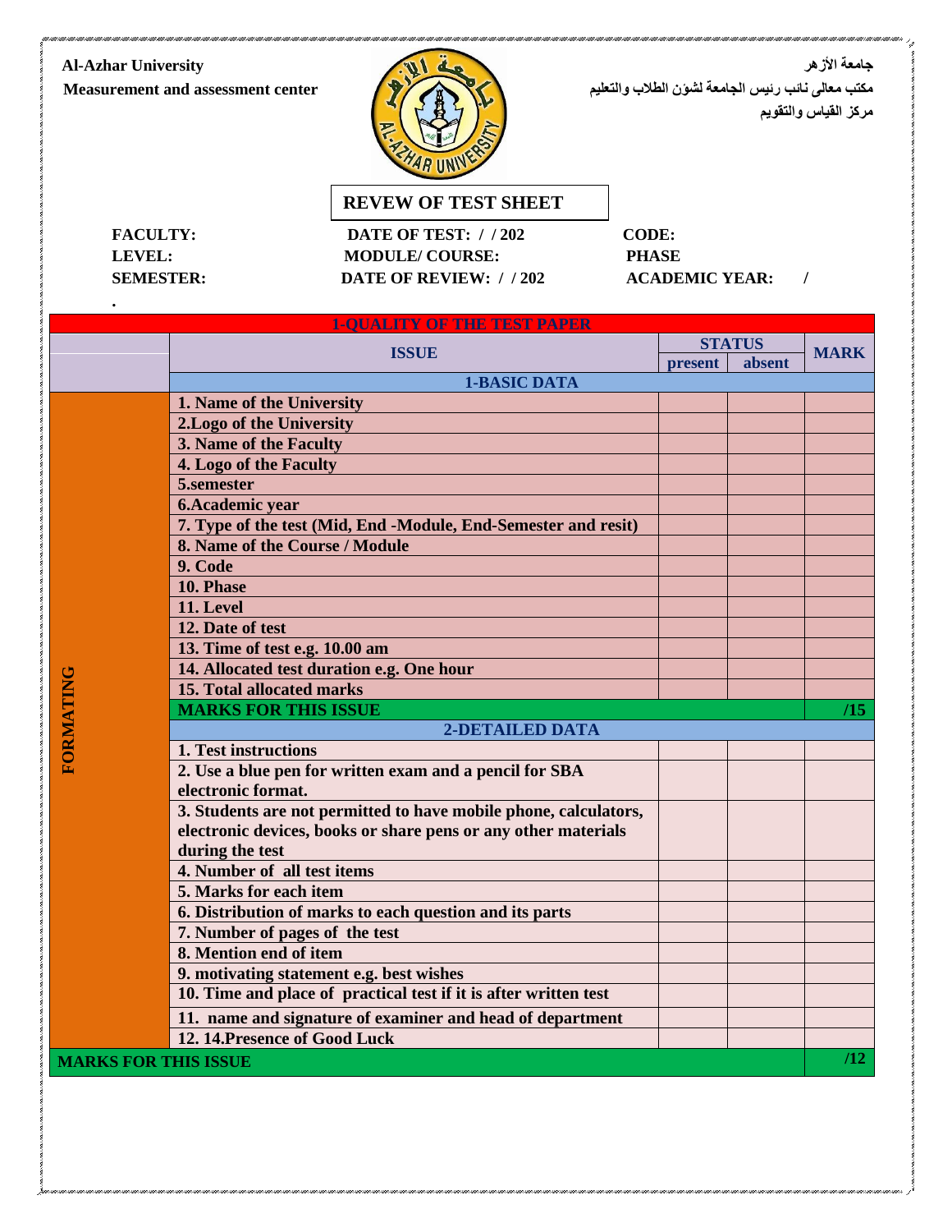**Al-Azhar University**

**Measurement and assessment center**

**جامعة الأزهر**

**مكتب معالى نائب رئيس الجامعة لشؤن الطلاب والتعليم**

**مركز القياس والتقويم**

## REVEW OF TEST SHEET

**FACULTY:** **DATE OF TEST: / / 202** **CODE:**

**LEVEL:** **MODULE/ COURSE:** **PHASE**

**SEMESTER:** **DATE OF REVIEW: / / 202** **ACADEMIC YEAR: /**

.

| 1-QUALITY OF THE TEST PAPER | | | | |
|---|---|---|---|---|
| | ISSUE | STATUS | | MARK |
| | | present | absent | |
| | **1-BASIC DATA** | | | |
| FORMATING | 1. Name of the University | | | |
| | 2.Logo of the University | | | |
| | 3. Name of the Faculty | | | |
| | 4. Logo of the Faculty | | | |
| | 5.semester | | | |
| | 6.Academic year | | | |
| | 7. Type of the test (Mid, End -Module, End-Semester and resit) | | | |
| | 8. Name of the Course / Module | | | |
| | 9. Code | | | |
| | 10. Phase | | | |
| | 11. Level | | | |
| | 12. Date of test | | | |
| | 13. Time of test e.g. 10.00 am | | | |
| | 14. Allocated test duration e.g. One hour | | | |
| | 15. Total allocated marks | | | |
| | **MARKS FOR THIS ISSUE** | | | /15 |
| | **2-DETAILED DATA** | | | |
| | 1. Test instructions | | | |
| | 2. Use a blue pen for written exam and a pencil for SBA electronic format. | | | |
| | 3. Students are not permitted to have mobile phone, calculators, electronic devices, books or share pens or any other materials during the test | | | |
| | 4. Number of all test items | | | |
| | 5. Marks for each item | | | |
| | 6. Distribution of marks to each question and its parts | | | |
| | 7. Number of pages of the test | | | |
| | 8. Mention end of item | | | |
| | 9. motivating statement e.g. best wishes | | | |
| | 10. Time and place of practical test if it is after written test | | | |
| | 11. name and signature of examiner and head of department | | | |
| | 12. 14.Presence of Good Luck | | | |
| **MARKS FOR THIS ISSUE** | | | | /12 |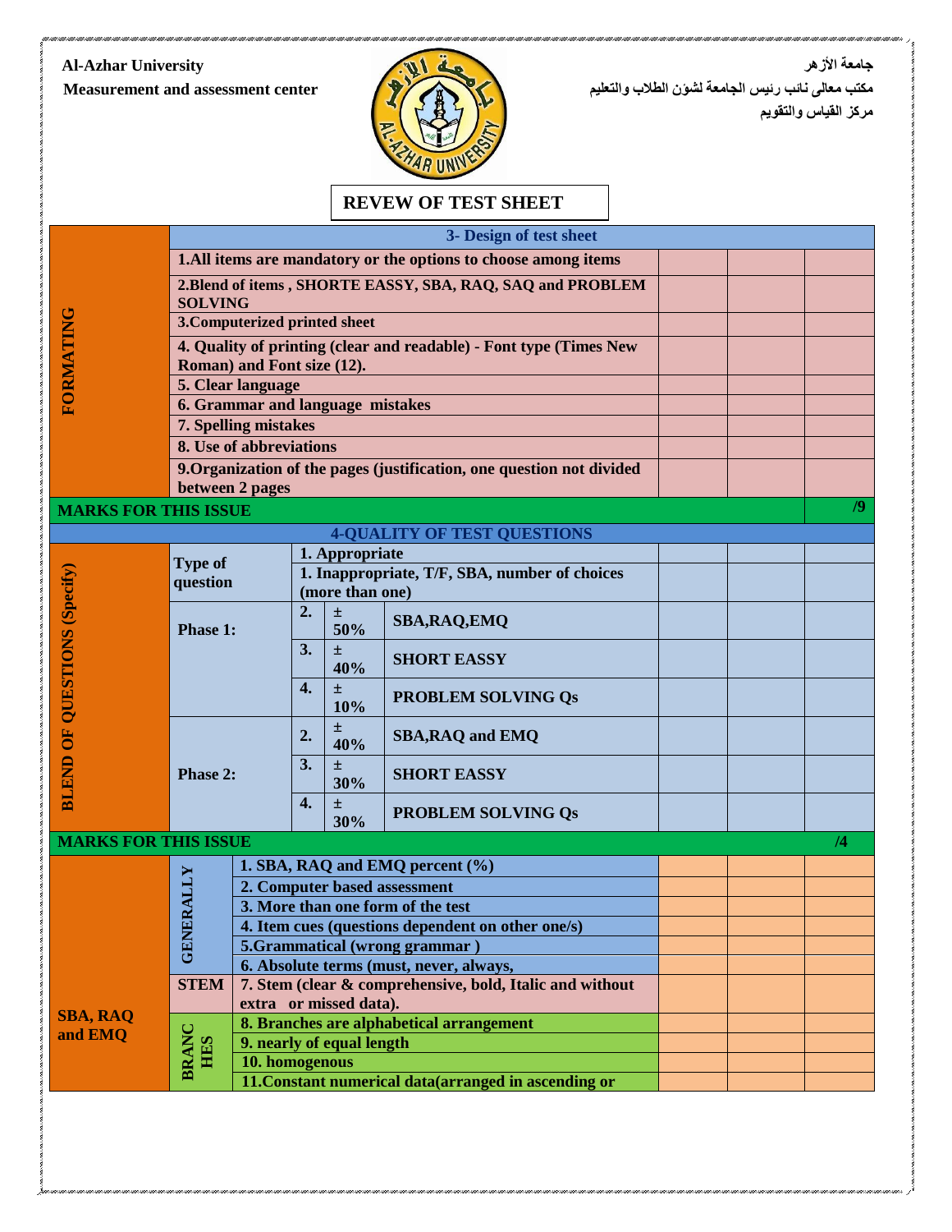**Al-Azhar University**

**Measurement and assessment center**

**جامعة الأزهر**

**مكتب معالى نائب رئيس الجامعة لشؤن الطلاب والتعليم**

**مركز القياس والتقويم**

## REVEW OF TEST SHEET

| | | | | | | | |
|---|---|---|---|---|---|---|---|
| **FORMATTING** | **3- Design of test sheet** | | | | | | |
| | **1.All items are mandatory or the options to choose among items** | | | | | | |
| | **2.Blend of items , SHORTE EASSY, SBA, RAQ, SAQ and PROBLEM SOLVING** | | | | | | |
| | **3.Computerized printed sheet** | | | | | | |
| | **4. Quality of printing (clear and readable) - Font type (Times New Roman) and Font size (12).** | | | | | | |
| | **5. Clear language** | | | | | | |
| | **6. Grammar and language mistakes** | | | | | | |
| | **7. Spelling mistakes** | | | | | | |
| | **8. Use of abbreviations** | | | | | | |
| | **9.Organization of the pages (justification, one question not divided between 2 pages** | | | | | | |
| **MARKS FOR THIS ISSUE** | | | | | | | **/9** |
| **4-QUALITY OF TEST QUESTIONS** | | | | | | | |
| **BLEND OF QUESTIONS (Specify)** | **Type of question** | **1. Appropriate** | | | | | |
| | | **1. Inappropriate, T/F, SBA, number of choices (more than one)** | | | | | |
| | **Phase 1:** | **2.** | **± 50%** | **SBA,RAQ,EMQ** | | | |
| | | **3.** | **± 40%** | **SHORT EASSY** | | | |
| | | **4.** | **± 10%** | **PROBLEM SOLVING Qs** | | | |
| | **Phase 2:** | **2.** | **± 40%** | **SBA,RAQ and EMQ** | | | |
| | | **3.** | **± 30%** | **SHORT EASSY** | | | |
| | | **4.** | **± 30%** | **PROBLEM SOLVING Qs** | | | |
| **MARKS FOR THIS ISSUE** | | | | | | | **/4** |
| **SBA, RAQ and EMQ** | **GENERALLY** | **1. SBA, RAQ and EMQ percent (%)** | | | | | |
| | | **2. Computer based assessment** | | | | | |
| | | **3. More than one form of the test** | | | | | |
| | | **4. Item cues (questions dependent on other one/s)** | | | | | |
| | | **5.Grammatical (wrong grammar )** | | | | | |
| | | **6. Absolute terms (must, never, always,** | | | | | |
| | **STEM** | **7. Stem (clear & comprehensive, bold, Italic and without extra or missed data).** | | | | | |
| | **BRANCHES** | **8. Branches are alphabetical arrangement** | | | | | |
| | | **9. nearly of equal length** | | | | | |
| | | **10. homogenous** | | | | | |
| | | **11.Constant numerical data(arranged in ascending or** | | | | | |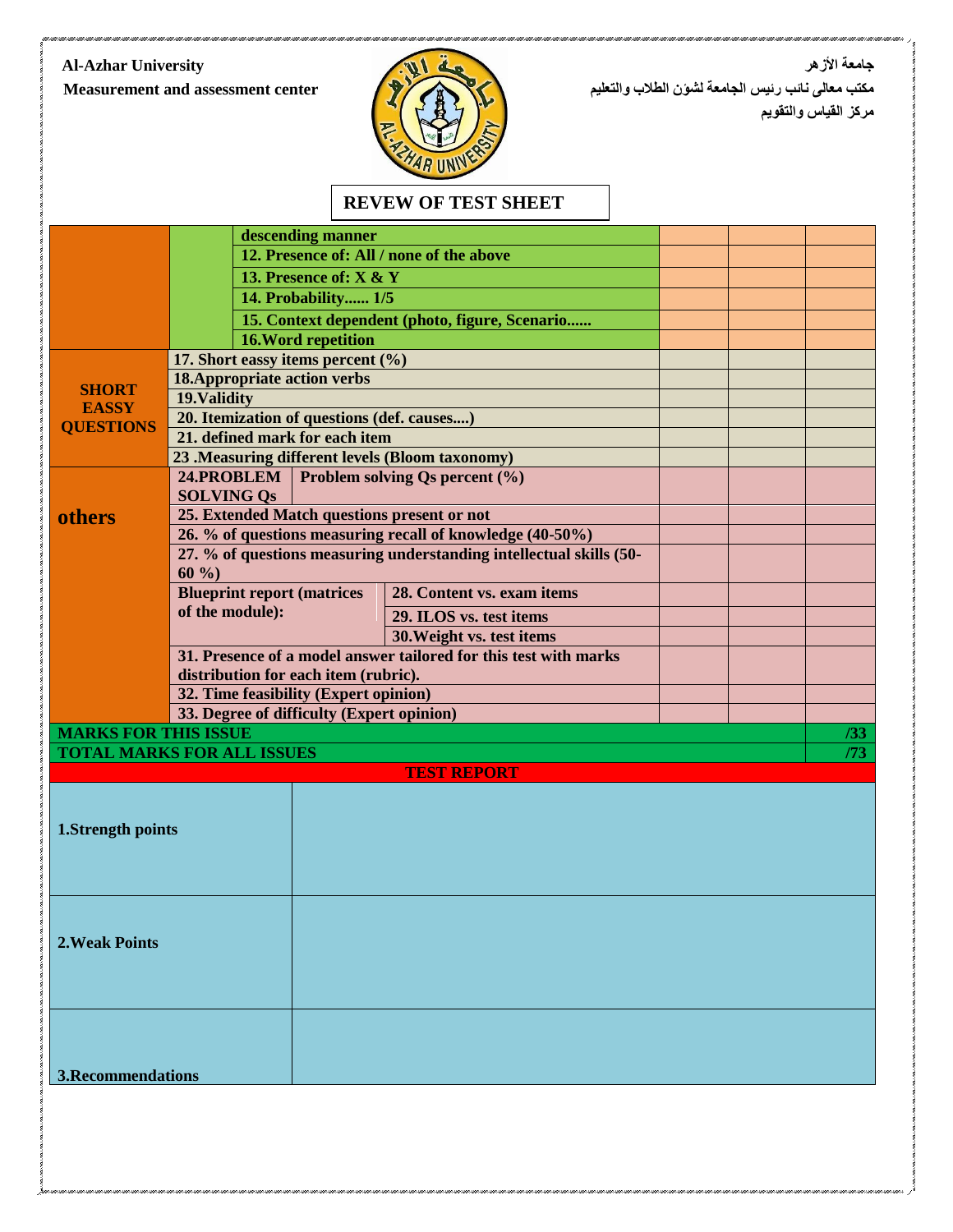Al-Azhar University
Measurement and assessment center

جامعة الأزهر
مكتب معالى نائب رئيس الجامعة لشؤن الطلاب والتعليم
مركز القياس والتقويم

## REVEW OF TEST SHEET

| | | | | | |
|---|---|---|---|---|---|
| | | descending manner | | | |
| | | 12. Presence of: All / none of the above | | | |
| | | 13. Presence of: X & Y | | | |
| | | 14. Probability...... 1/5 | | | |
| | | 15. Context dependent (photo, figure, Scenario...... | | | |
| | | 16.Word repetition | | | |
| SHORT EASSY QUESTIONS | 17. Short eassy items percent (%) | | | | |
| | 18.Appropriate action verbs | | | | |
| | 19.Validity | | | | |
| | 20. Itemization of questions (def. causes....) | | | | |
| | 21. defined mark for each item | | | | |
| | 23 .Measuring different levels (Bloom taxonomy) | | | | |
| others | 24.PROBLEM SOLVING Qs | Problem solving Qs percent (%) | | | |
| | 25. Extended Match questions present or not | | | | |
| | 26. % of questions measuring recall of knowledge (40-50%) | | | | |
| | 27. % of questions measuring understanding intellectual skills (50-60 %) | | | | |
| | Blueprint report (matrices of the module): | 28. Content vs. exam items | | | |
| | | 29. ILOS vs. test items | | | |
| | | 30.Weight vs. test items | | | |
| | 31. Presence of a model answer tailored for this test with marks distribution for each item (rubric). | | | | |
| | 32. Time feasibility (Expert opinion) | | | | |
| | 33. Degree of difficulty (Expert opinion) | | | | |
| MARKS FOR THIS ISSUE | | | | | /33 |
| TOTAL MARKS FOR ALL ISSUES | | | | | /73 |

## TEST REPORT

| | |
|---|---|
| 1.Strength points | |
| 2.Weak Points | |
| 3.Recommendations | |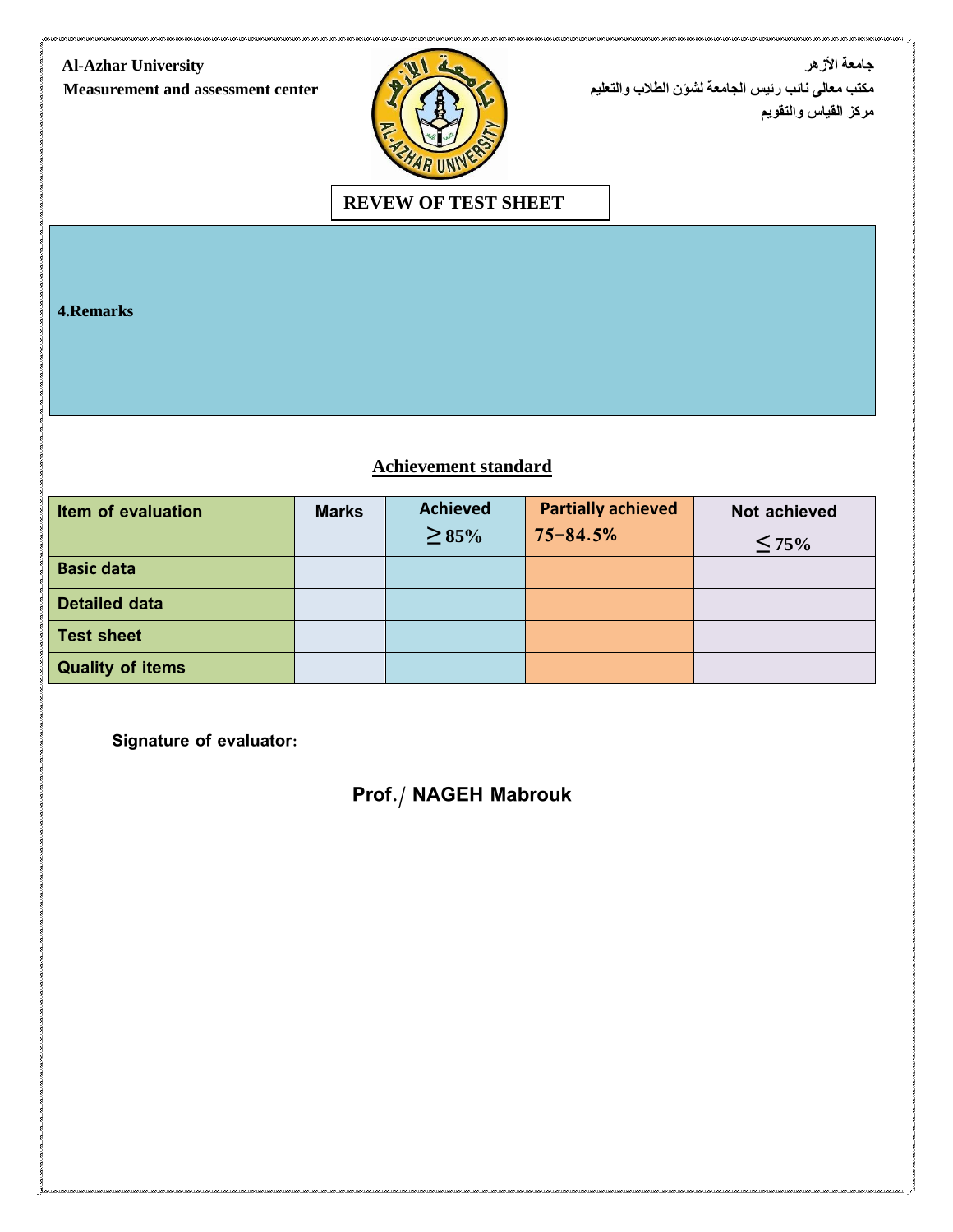Al-Azhar University
Measurement and assessment center

جامعة الأزهر
مكتب معالى نائب رئيس الجامعة لشؤن الطلاب والتعليم
مركز القياس والتقويم

## REVEW OF TEST SHEET

| | |
|---|---|
| | |
| **4.Remarks** | |

## Achievement standard

| Item of evaluation | Marks | Achieved $\geq 85\%$ | Partially achieved $75-84.5\%$ | Not achieved $\leq 75\%$ |
|---|---|---|---|---|
| **Basic data** | | | | |
| **Detailed data** | | | | |
| **Test sheet** | | | | |
| **Quality of items** | | | | |

**Signature of evaluator:**

**Prof./ NAGEH Mabrouk**